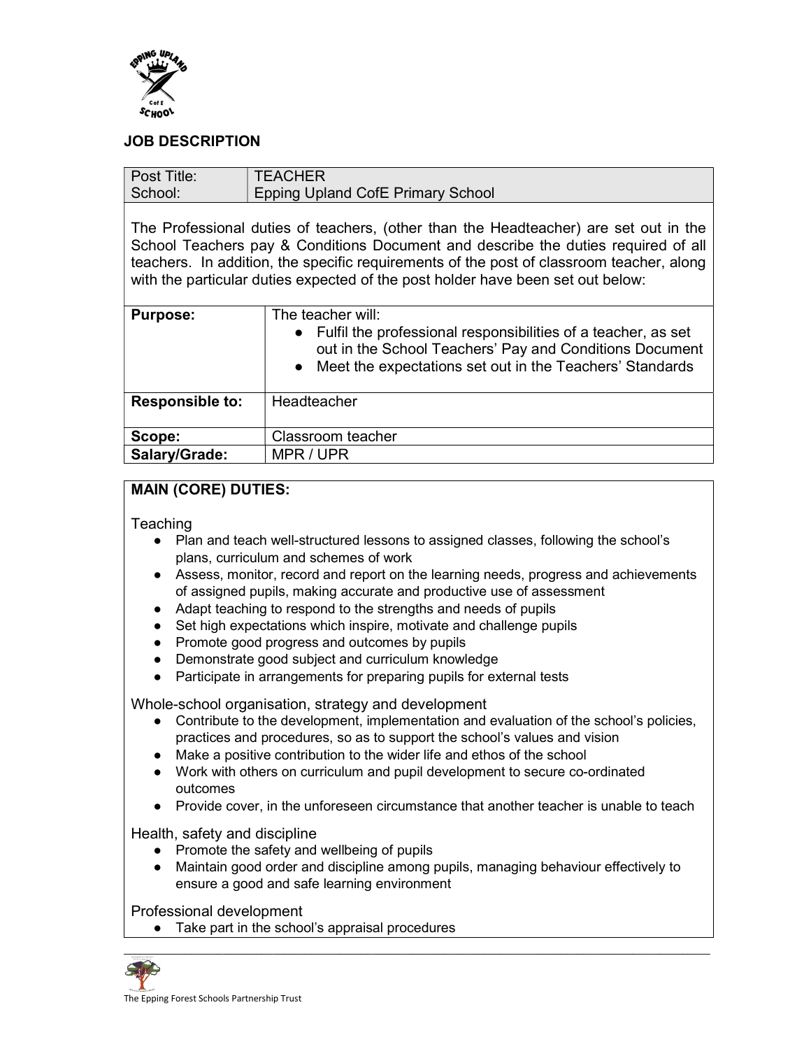## JOB DESCRIPTION

| Post Title: | TEACHER |
|---|---|
| School: | Epping Upland CofE Primary School |

The Professional duties of teachers, (other than the Headteacher) are set out in the School Teachers pay & Conditions Document and describe the duties required of all teachers. In addition, the specific requirements of the post of classroom teacher, along with the particular duties expected of the post holder have been set out below:

| **Purpose:** | The teacher will: <br>• Fulfil the professional responsibilities of a teacher, as set out in the School Teachers' Pay and Conditions Document <br>• Meet the expectations set out in the Teachers' Standards |
|---|---|
| **Responsible to:** | Headteacher |
| **Scope:** | Classroom teacher |
| **Salary/Grade:** | MPR / UPR |

### MAIN (CORE) DUTIES:

Teaching

- Plan and teach well-structured lessons to assigned classes, following the school's plans, curriculum and schemes of work
- Assess, monitor, record and report on the learning needs, progress and achievements of assigned pupils, making accurate and productive use of assessment
- Adapt teaching to respond to the strengths and needs of pupils
- Set high expectations which inspire, motivate and challenge pupils
- Promote good progress and outcomes by pupils
- Demonstrate good subject and curriculum knowledge
- Participate in arrangements for preparing pupils for external tests

Whole-school organisation, strategy and development

- Contribute to the development, implementation and evaluation of the school's policies, practices and procedures, so as to support the school's values and vision
- Make a positive contribution to the wider life and ethos of the school
- Work with others on curriculum and pupil development to secure co-ordinated outcomes
- Provide cover, in the unforeseen circumstance that another teacher is unable to teach

Health, safety and discipline

- Promote the safety and wellbeing of pupils
- Maintain good order and discipline among pupils, managing behaviour effectively to ensure a good and safe learning environment

Professional development

- Take part in the school's appraisal procedures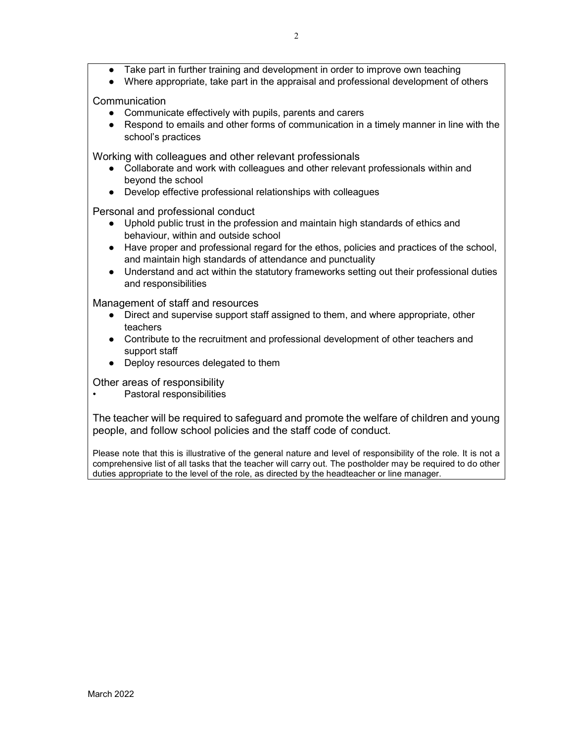- Take part in further training and development in order to improve own teaching
- Where appropriate, take part in the appraisal and professional development of others

Communication

- Communicate effectively with pupils, parents and carers
- Respond to emails and other forms of communication in a timely manner in line with the school's practices

Working with colleagues and other relevant professionals

- Collaborate and work with colleagues and other relevant professionals within and beyond the school
- Develop effective professional relationships with colleagues

Personal and professional conduct

- Uphold public trust in the profession and maintain high standards of ethics and behaviour, within and outside school
- Have proper and professional regard for the ethos, policies and practices of the school, and maintain high standards of attendance and punctuality
- Understand and act within the statutory frameworks setting out their professional duties and responsibilities

Management of staff and resources

- Direct and supervise support staff assigned to them, and where appropriate, other teachers
- Contribute to the recruitment and professional development of other teachers and support staff
- Deploy resources delegated to them

Other areas of responsibility

- Pastoral responsibilities

The teacher will be required to safeguard and promote the welfare of children and young people, and follow school policies and the staff code of conduct.

Please note that this is illustrative of the general nature and level of responsibility of the role. It is not a comprehensive list of all tasks that the teacher will carry out. The postholder may be required to do other duties appropriate to the level of the role, as directed by the headteacher or line manager.

March 2022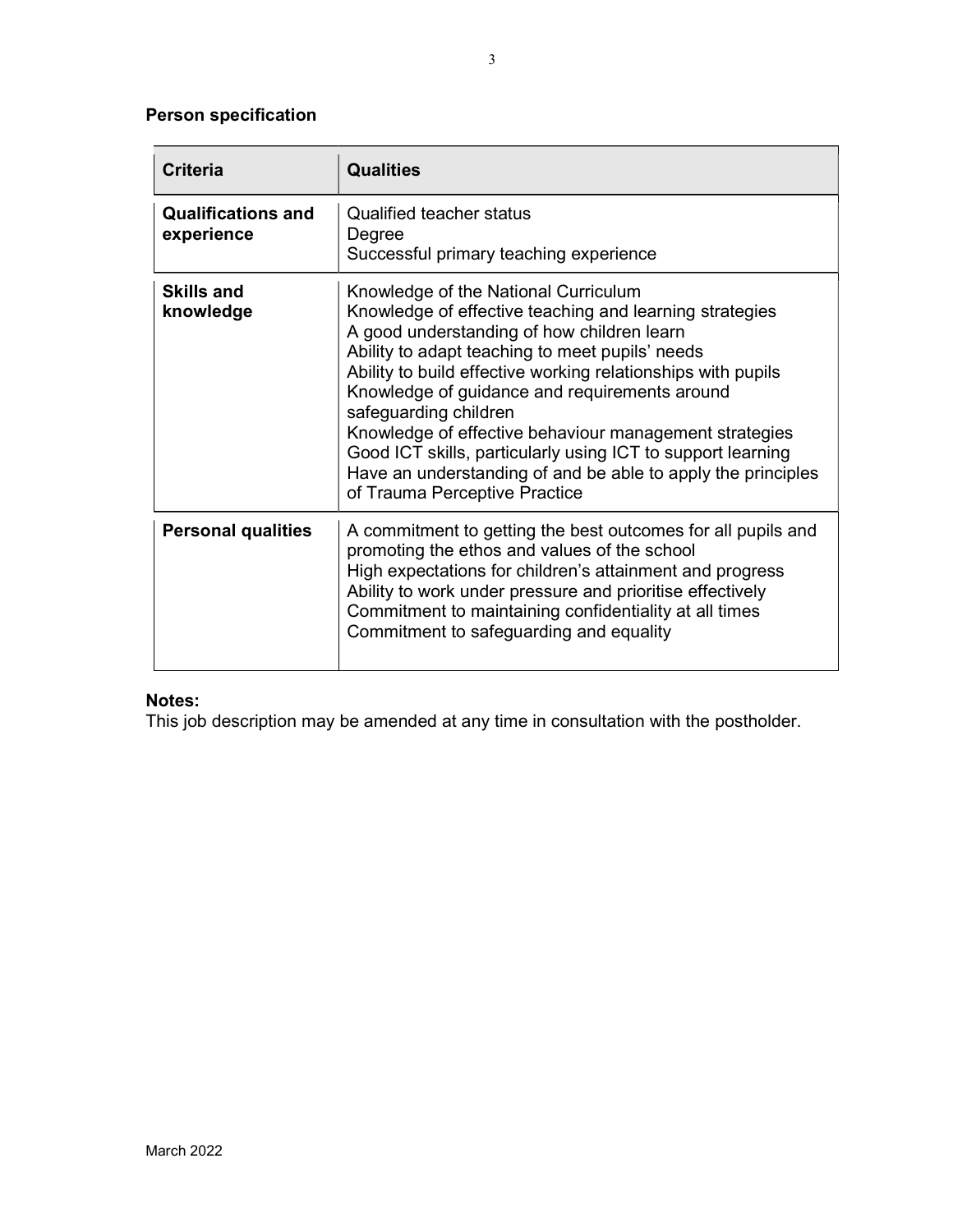**Person specification**

| Criteria | Qualities |
|---|---|
| **Qualifications and experience** | Qualified teacher status<br>Degree<br>Successful primary teaching experience |
| **Skills and knowledge** | Knowledge of the National Curriculum<br>Knowledge of effective teaching and learning strategies<br>A good understanding of how children learn<br>Ability to adapt teaching to meet pupils' needs<br>Ability to build effective working relationships with pupils<br>Knowledge of guidance and requirements around safeguarding children<br>Knowledge of effective behaviour management strategies<br>Good ICT skills, particularly using ICT to support learning<br>Have an understanding of and be able to apply the principles of Trauma Perceptive Practice |
| **Personal qualities** | A commitment to getting the best outcomes for all pupils and promoting the ethos and values of the school<br>High expectations for children's attainment and progress<br>Ability to work under pressure and prioritise effectively<br>Commitment to maintaining confidentiality at all times<br>Commitment to safeguarding and equality |

**Notes:**
This job description may be amended at any time in consultation with the postholder.

March 2022